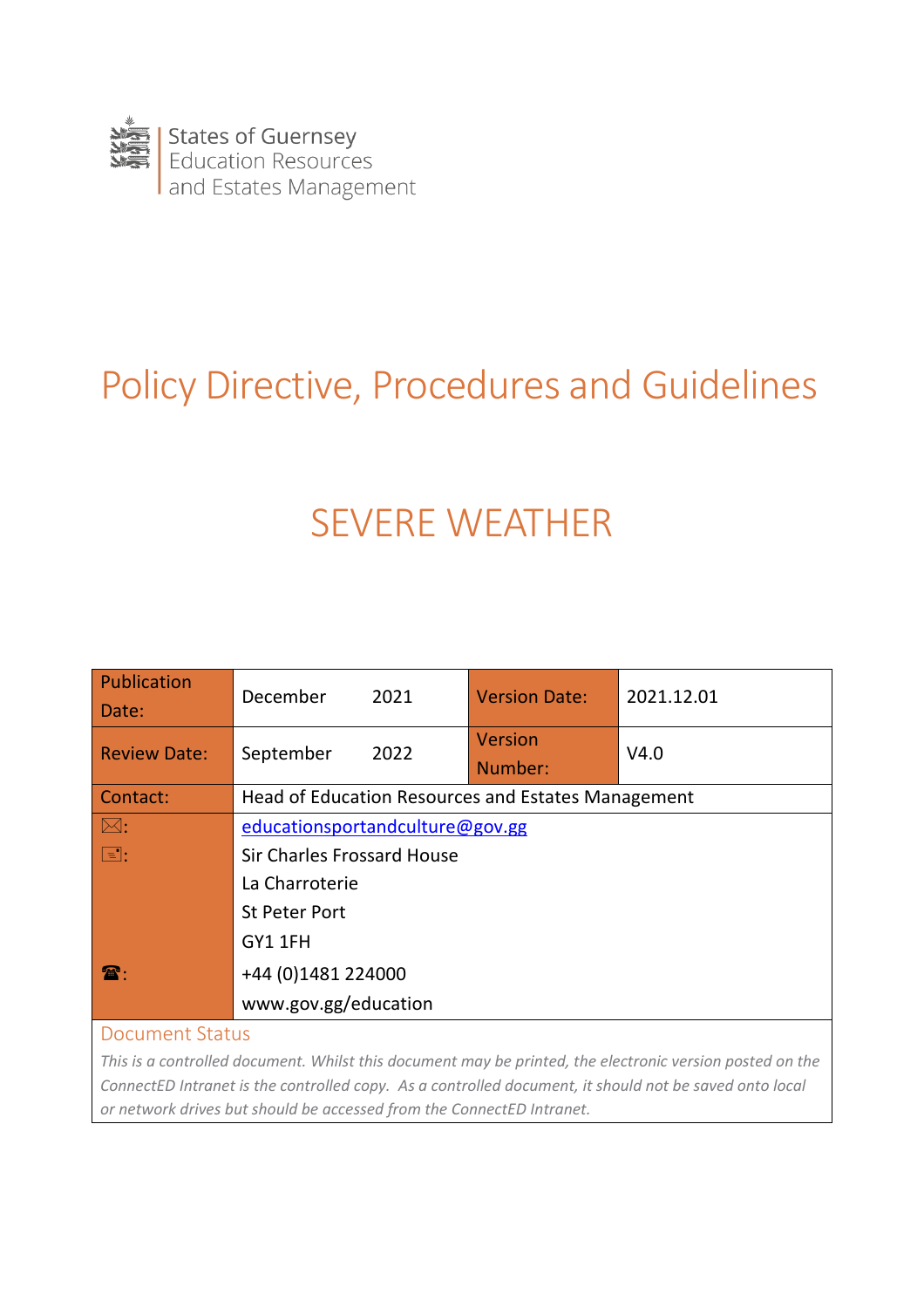States of Guernsey
Education Resources
and Estates Management

# Policy Directive, Procedures and Guidelines

# SEVERE WEATHER

| Publication Date: | December 2021 | Version Date: | 2021.12.01 |
|---|---|---|---|
| Review Date: | September 2022 | Version Number: | V4.0 |
| Contact: | Head of Education Resources and Estates Management | | |
| ✉: | educationsportandculture@gov.gg | | |
| 📇: | Sir Charles Frossard House<br>La Charroterie<br>St Peter Port<br>GY1 1FH | | |
| ☎: | +44 (0)1481 224000<br>www.gov.gg/education | | |

## Document Status

*This is a controlled document. Whilst this document may be printed, the electronic version posted on the ConnectED Intranet is the controlled copy. As a controlled document, it should not be saved onto local or network drives but should be accessed from the ConnectED Intranet.*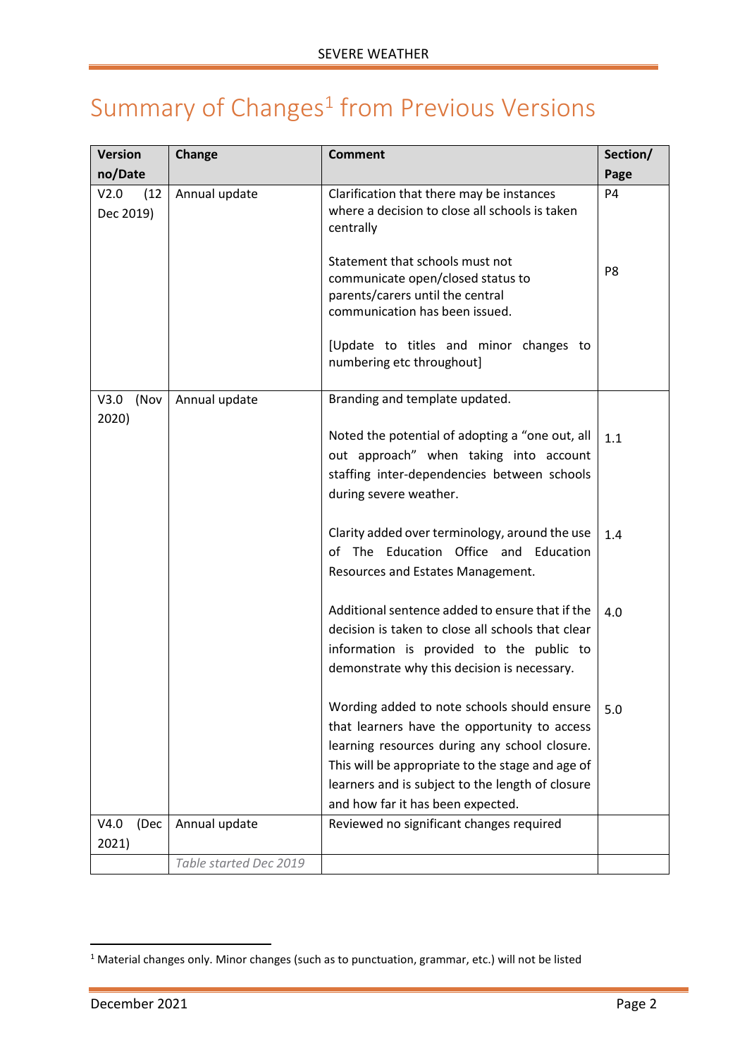# Summary of Changes[1] from Previous Versions

| Version no/Date | Change | Comment | Section/ Page |
|---|---|---|---|
| V2.0 (12 Dec 2019) | Annual update | Clarification that there may be instances where a decision to close all schools is taken centrally | P4 |
| | | Statement that schools must not communicate open/closed status to parents/carers until the central communication has been issued. | P8 |
| | | [Update to titles and minor changes to numbering etc throughout] | |
| V3.0 (Nov 2020) | Annual update | Branding and template updated. | |
| | | Noted the potential of adopting a "one out, all out approach" when taking into account staffing inter-dependencies between schools during severe weather. | 1.1 |
| | | Clarity added over terminology, around the use of The Education Office and Education Resources and Estates Management. | 1.4 |
| | | Additional sentence added to ensure that if the decision is taken to close all schools that clear information is provided to the public to demonstrate why this decision is necessary. | 4.0 |
| | | Wording added to note schools should ensure that learners have the opportunity to access learning resources during any school closure. This will be appropriate to the stage and age of learners and is subject to the length of closure and how far it has been expected. | 5.0 |
| V4.0 (Dec 2021) | Annual update | Reviewed no significant changes required | |
| | *Table started Dec 2019* | | |

[1] Material changes only. Minor changes (such as to punctuation, grammar, etc.) will not be listed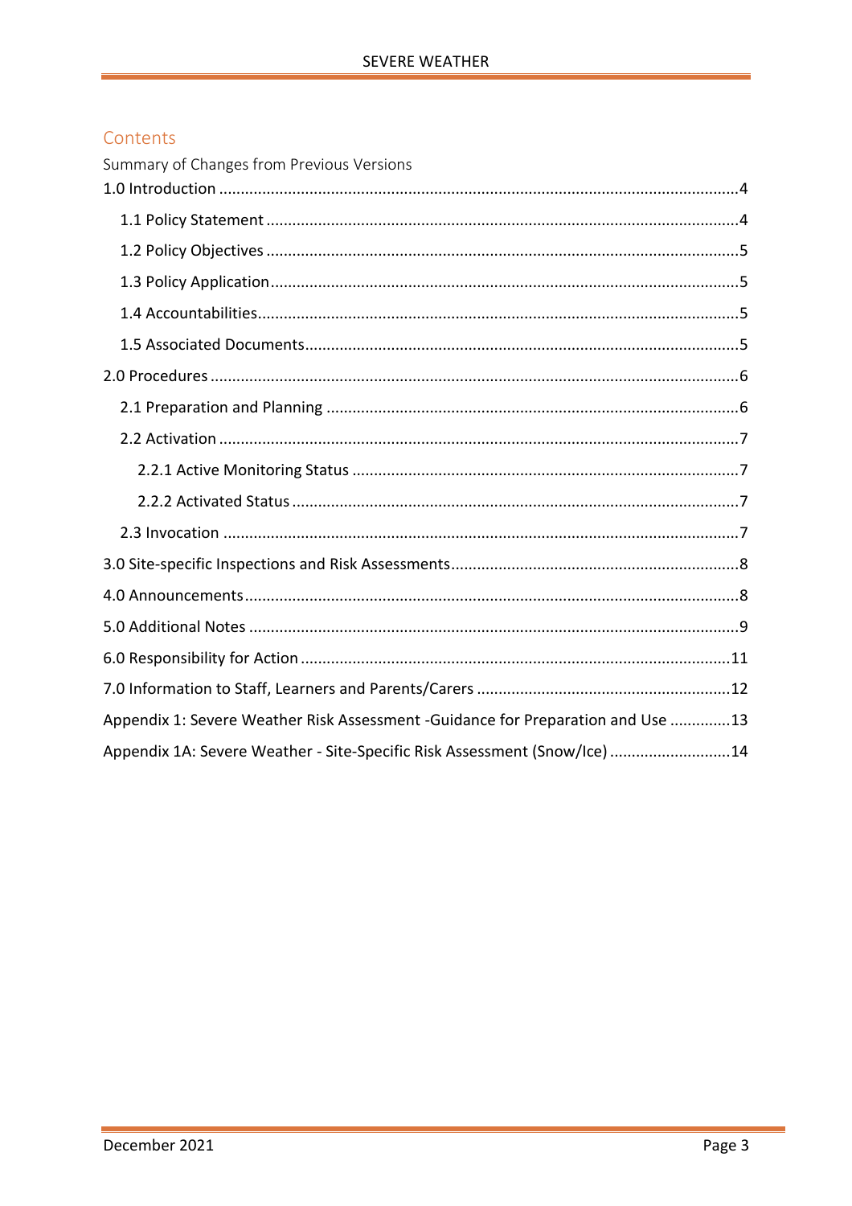# Contents

Summary of Changes from Previous Versions

1.0 Introduction ........................................................................................................................4

- 1.1 Policy Statement ............................................................................................................4
- 1.2 Policy Objectives ............................................................................................................5
- 1.3 Policy Application ...........................................................................................................5
- 1.4 Accountabilities...............................................................................................................5
- 1.5 Associated Documents....................................................................................................5

2.0 Procedures .........................................................................................................................6

- 2.1 Preparation and Planning ...............................................................................................6
- 2.2 Activation .......................................................................................................................7
  - 2.2.1 Active Monitoring Status .........................................................................................7
  - 2.2.2 Activated Status .......................................................................................................7
- 2.3 Invocation .......................................................................................................................7

3.0 Site-specific Inspections and Risk Assessments..................................................................8

4.0 Announcements..................................................................................................................8

5.0 Additional Notes .................................................................................................................9

6.0 Responsibility for Action ...................................................................................................11

7.0 Information to Staff, Learners and Parents/Carers ...........................................................12

Appendix 1: Severe Weather Risk Assessment -Guidance for Preparation and Use ..............13

Appendix 1A: Severe Weather - Site-Specific Risk Assessment (Snow/Ice) ............................14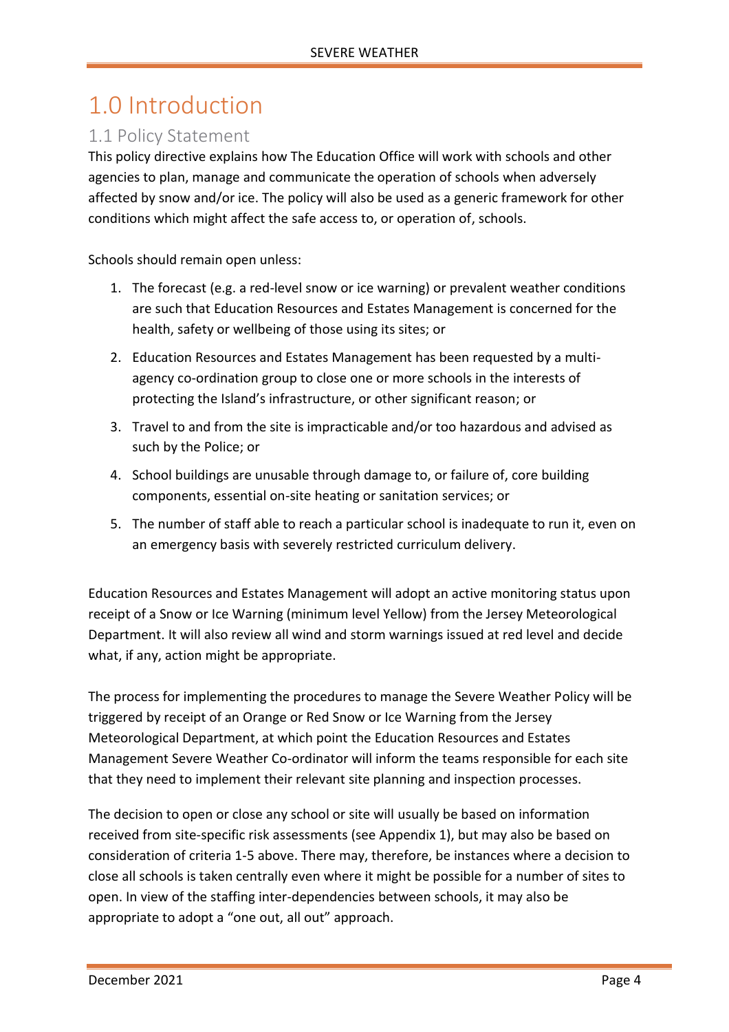# 1.0 Introduction

## 1.1 Policy Statement

This policy directive explains how The Education Office will work with schools and other agencies to plan, manage and communicate the operation of schools when adversely affected by snow and/or ice. The policy will also be used as a generic framework for other conditions which might affect the safe access to, or operation of, schools.

Schools should remain open unless:

1. The forecast (e.g. a red-level snow or ice warning) or prevalent weather conditions are such that Education Resources and Estates Management is concerned for the health, safety or wellbeing of those using its sites; or
2. Education Resources and Estates Management has been requested by a multi-agency co-ordination group to close one or more schools in the interests of protecting the Island's infrastructure, or other significant reason; or
3. Travel to and from the site is impracticable and/or too hazardous and advised as such by the Police; or
4. School buildings are unusable through damage to, or failure of, core building components, essential on-site heating or sanitation services; or
5. The number of staff able to reach a particular school is inadequate to run it, even on an emergency basis with severely restricted curriculum delivery.

Education Resources and Estates Management will adopt an active monitoring status upon receipt of a Snow or Ice Warning (minimum level Yellow) from the Jersey Meteorological Department. It will also review all wind and storm warnings issued at red level and decide what, if any, action might be appropriate.

The process for implementing the procedures to manage the Severe Weather Policy will be triggered by receipt of an Orange or Red Snow or Ice Warning from the Jersey Meteorological Department, at which point the Education Resources and Estates Management Severe Weather Co-ordinator will inform the teams responsible for each site that they need to implement their relevant site planning and inspection processes.

The decision to open or close any school or site will usually be based on information received from site-specific risk assessments (see Appendix 1), but may also be based on consideration of criteria 1-5 above. There may, therefore, be instances where a decision to close all schools is taken centrally even where it might be possible for a number of sites to open. In view of the staffing inter-dependencies between schools, it may also be appropriate to adopt a "one out, all out" approach.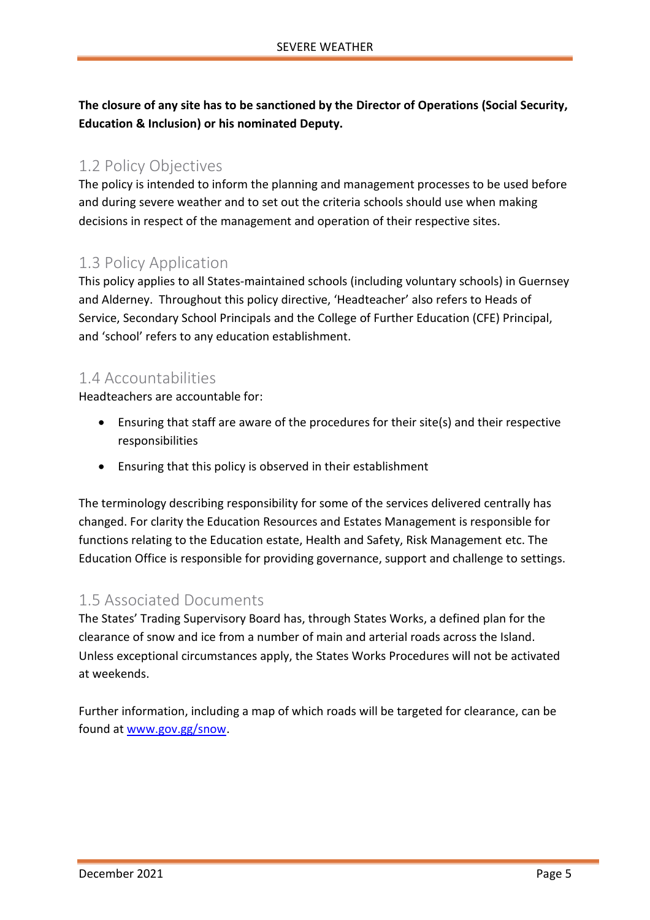**The closure of any site has to be sanctioned by the Director of Operations (Social Security, Education & Inclusion) or his nominated Deputy.**

## 1.2 Policy Objectives

The policy is intended to inform the planning and management processes to be used before and during severe weather and to set out the criteria schools should use when making decisions in respect of the management and operation of their respective sites.

## 1.3 Policy Application

This policy applies to all States-maintained schools (including voluntary schools) in Guernsey and Alderney. Throughout this policy directive, 'Headteacher' also refers to Heads of Service, Secondary School Principals and the College of Further Education (CFE) Principal, and 'school' refers to any education establishment.

## 1.4 Accountabilities

Headteachers are accountable for:

- Ensuring that staff are aware of the procedures for their site(s) and their respective responsibilities
- Ensuring that this policy is observed in their establishment

The terminology describing responsibility for some of the services delivered centrally has changed. For clarity the Education Resources and Estates Management is responsible for functions relating to the Education estate, Health and Safety, Risk Management etc. The Education Office is responsible for providing governance, support and challenge to settings.

## 1.5 Associated Documents

The States' Trading Supervisory Board has, through States Works, a defined plan for the clearance of snow and ice from a number of main and arterial roads across the Island. Unless exceptional circumstances apply, the States Works Procedures will not be activated at weekends.

Further information, including a map of which roads will be targeted for clearance, can be found at [www.gov.gg/snow](http://www.gov.gg/snow).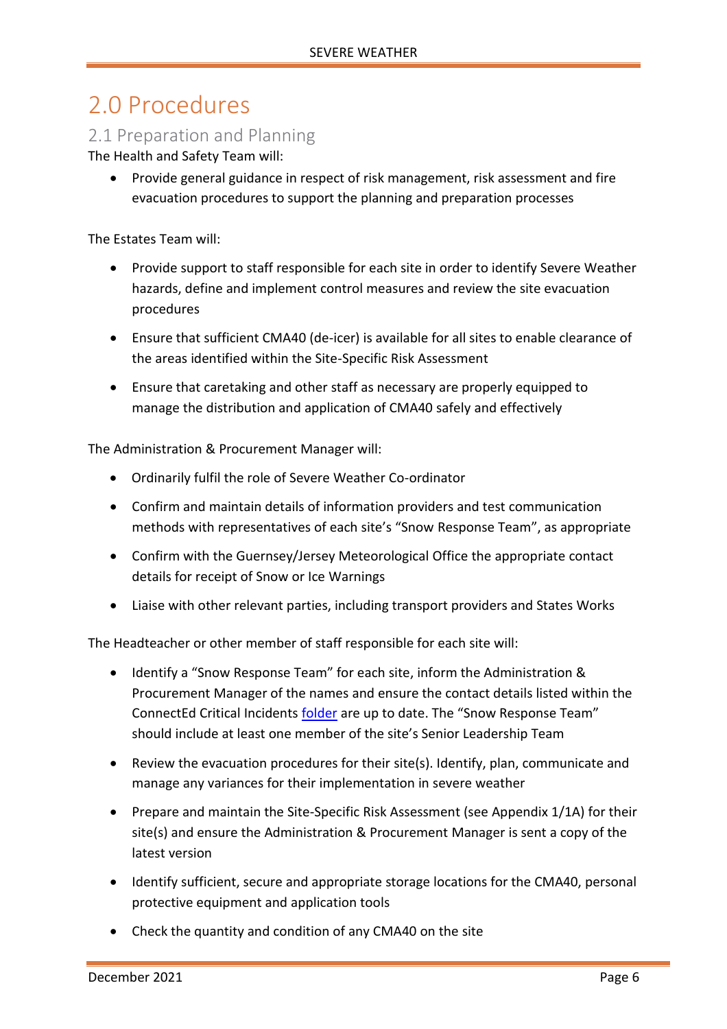# 2.0 Procedures

## 2.1 Preparation and Planning

The Health and Safety Team will:

- Provide general guidance in respect of risk management, risk assessment and fire evacuation procedures to support the planning and preparation processes

The Estates Team will:

- Provide support to staff responsible for each site in order to identify Severe Weather hazards, define and implement control measures and review the site evacuation procedures
- Ensure that sufficient CMA40 (de-icer) is available for all sites to enable clearance of the areas identified within the Site-Specific Risk Assessment
- Ensure that caretaking and other staff as necessary are properly equipped to manage the distribution and application of CMA40 safely and effectively

The Administration & Procurement Manager will:

- Ordinarily fulfil the role of Severe Weather Co-ordinator
- Confirm and maintain details of information providers and test communication methods with representatives of each site's "Snow Response Team", as appropriate
- Confirm with the Guernsey/Jersey Meteorological Office the appropriate contact details for receipt of Snow or Ice Warnings
- Liaise with other relevant parties, including transport providers and States Works

The Headteacher or other member of staff responsible for each site will:

- Identify a "Snow Response Team" for each site, inform the Administration & Procurement Manager of the names and ensure the contact details listed within the ConnectEd Critical Incidents folder are up to date. The "Snow Response Team" should include at least one member of the site's Senior Leadership Team
- Review the evacuation procedures for their site(s). Identify, plan, communicate and manage any variances for their implementation in severe weather
- Prepare and maintain the Site-Specific Risk Assessment (see Appendix 1/1A) for their site(s) and ensure the Administration & Procurement Manager is sent a copy of the latest version
- Identify sufficient, secure and appropriate storage locations for the CMA40, personal protective equipment and application tools
- Check the quantity and condition of any CMA40 on the site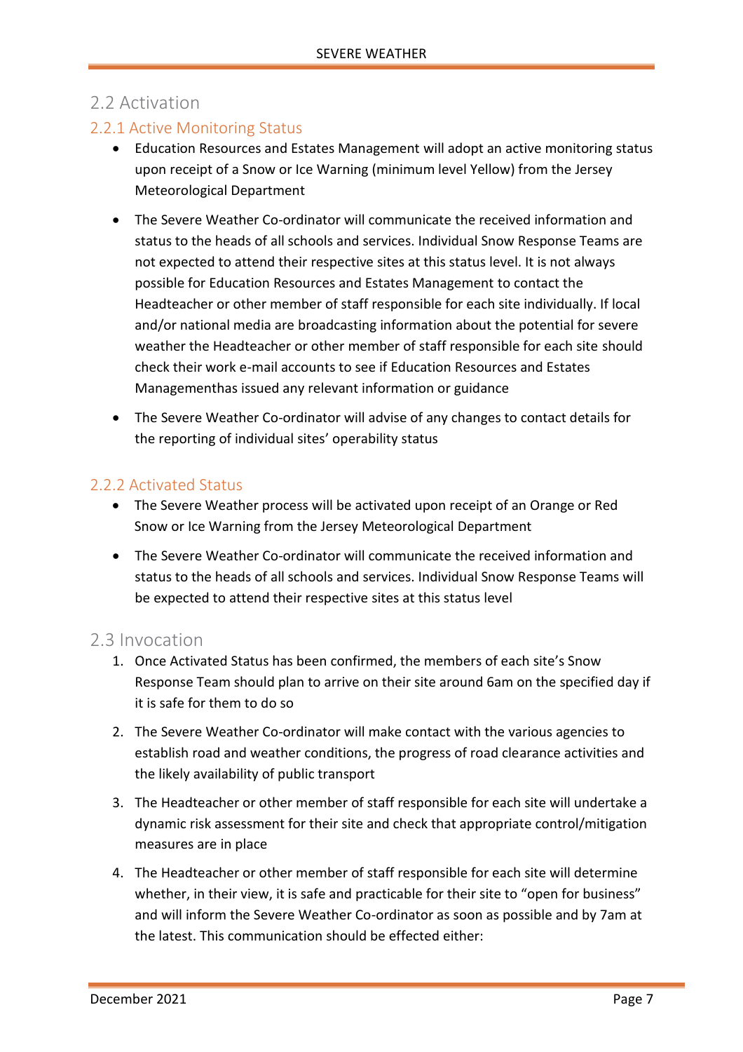## 2.2 Activation

### 2.2.1 Active Monitoring Status

- Education Resources and Estates Management will adopt an active monitoring status upon receipt of a Snow or Ice Warning (minimum level Yellow) from the Jersey Meteorological Department
- The Severe Weather Co-ordinator will communicate the received information and status to the heads of all schools and services. Individual Snow Response Teams are not expected to attend their respective sites at this status level. It is not always possible for Education Resources and Estates Management to contact the Headteacher or other member of staff responsible for each site individually. If local and/or national media are broadcasting information about the potential for severe weather the Headteacher or other member of staff responsible for each site should check their work e-mail accounts to see if Education Resources and Estates Managementhas issued any relevant information or guidance
- The Severe Weather Co-ordinator will advise of any changes to contact details for the reporting of individual sites' operability status

### 2.2.2 Activated Status

- The Severe Weather process will be activated upon receipt of an Orange or Red Snow or Ice Warning from the Jersey Meteorological Department
- The Severe Weather Co-ordinator will communicate the received information and status to the heads of all schools and services. Individual Snow Response Teams will be expected to attend their respective sites at this status level

## 2.3 Invocation

1. Once Activated Status has been confirmed, the members of each site's Snow Response Team should plan to arrive on their site around 6am on the specified day if it is safe for them to do so
2. The Severe Weather Co-ordinator will make contact with the various agencies to establish road and weather conditions, the progress of road clearance activities and the likely availability of public transport
3. The Headteacher or other member of staff responsible for each site will undertake a dynamic risk assessment for their site and check that appropriate control/mitigation measures are in place
4. The Headteacher or other member of staff responsible for each site will determine whether, in their view, it is safe and practicable for their site to "open for business" and will inform the Severe Weather Co-ordinator as soon as possible and by 7am at the latest. This communication should be effected either: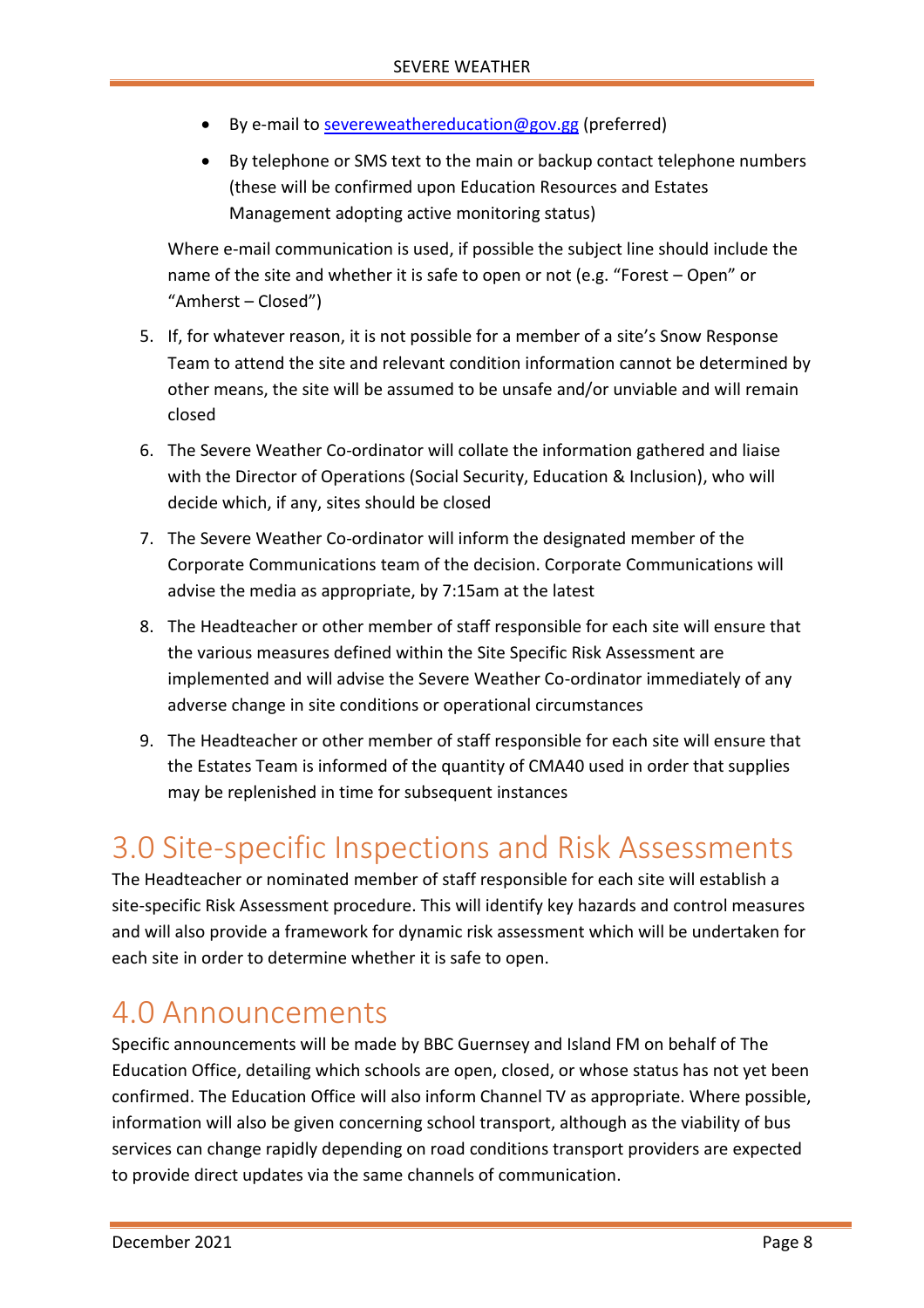- By e-mail to severeweathereducation@gov.gg (preferred)
- By telephone or SMS text to the main or backup contact telephone numbers (these will be confirmed upon Education Resources and Estates Management adopting active monitoring status)

Where e-mail communication is used, if possible the subject line should include the name of the site and whether it is safe to open or not (e.g. "Forest – Open" or "Amherst – Closed")

5. If, for whatever reason, it is not possible for a member of a site's Snow Response Team to attend the site and relevant condition information cannot be determined by other means, the site will be assumed to be unsafe and/or unviable and will remain closed
6. The Severe Weather Co-ordinator will collate the information gathered and liaise with the Director of Operations (Social Security, Education & Inclusion), who will decide which, if any, sites should be closed
7. The Severe Weather Co-ordinator will inform the designated member of the Corporate Communications team of the decision. Corporate Communications will advise the media as appropriate, by 7:15am at the latest
8. The Headteacher or other member of staff responsible for each site will ensure that the various measures defined within the Site Specific Risk Assessment are implemented and will advise the Severe Weather Co-ordinator immediately of any adverse change in site conditions or operational circumstances
9. The Headteacher or other member of staff responsible for each site will ensure that the Estates Team is informed of the quantity of CMA40 used in order that supplies may be replenished in time for subsequent instances

# 3.0 Site-specific Inspections and Risk Assessments

The Headteacher or nominated member of staff responsible for each site will establish a site-specific Risk Assessment procedure. This will identify key hazards and control measures and will also provide a framework for dynamic risk assessment which will be undertaken for each site in order to determine whether it is safe to open.

# 4.0 Announcements

Specific announcements will be made by BBC Guernsey and Island FM on behalf of The Education Office, detailing which schools are open, closed, or whose status has not yet been confirmed. The Education Office will also inform Channel TV as appropriate. Where possible, information will also be given concerning school transport, although as the viability of bus services can change rapidly depending on road conditions transport providers are expected to provide direct updates via the same channels of communication.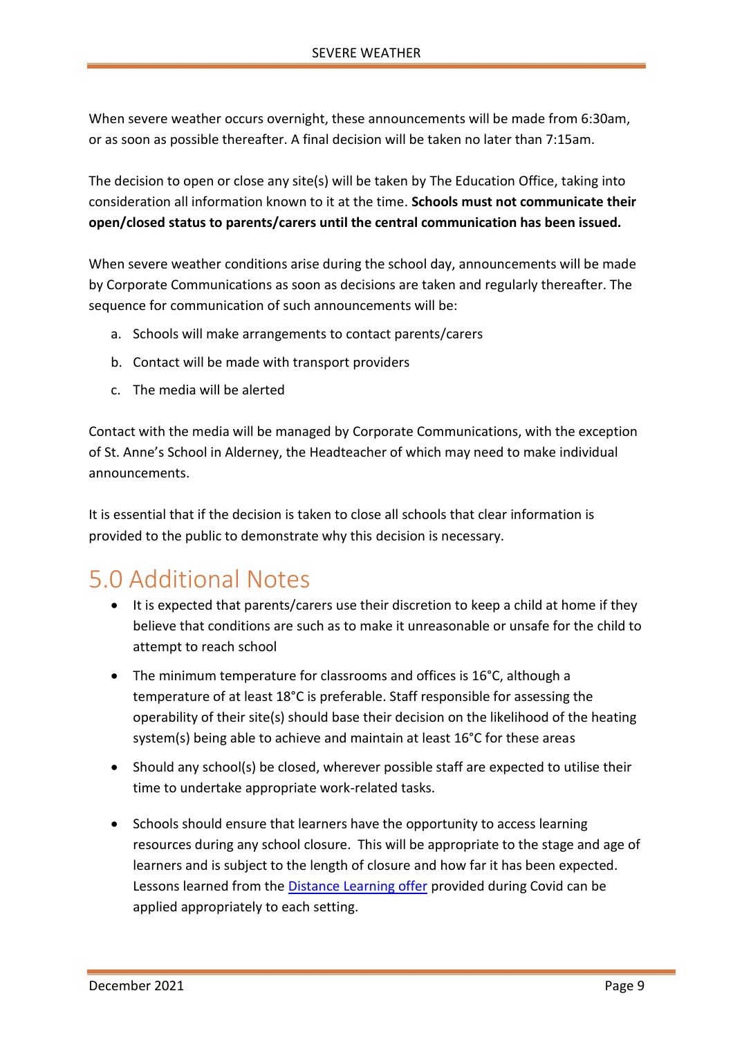When severe weather occurs overnight, these announcements will be made from 6:30am, or as soon as possible thereafter. A final decision will be taken no later than 7:15am.

The decision to open or close any site(s) will be taken by The Education Office, taking into consideration all information known to it at the time. **Schools must not communicate their open/closed status to parents/carers until the central communication has been issued.**

When severe weather conditions arise during the school day, announcements will be made by Corporate Communications as soon as decisions are taken and regularly thereafter. The sequence for communication of such announcements will be:

a. Schools will make arrangements to contact parents/carers
b. Contact will be made with transport providers
c. The media will be alerted

Contact with the media will be managed by Corporate Communications, with the exception of St. Anne's School in Alderney, the Headteacher of which may need to make individual announcements.

It is essential that if the decision is taken to close all schools that clear information is provided to the public to demonstrate why this decision is necessary.

# 5.0 Additional Notes

- It is expected that parents/carers use their discretion to keep a child at home if they believe that conditions are such as to make it unreasonable or unsafe for the child to attempt to reach school
- The minimum temperature for classrooms and offices is 16°C, although a temperature of at least 18°C is preferable. Staff responsible for assessing the operability of their site(s) should base their decision on the likelihood of the heating system(s) being able to achieve and maintain at least 16°C for these areas
- Should any school(s) be closed, wherever possible staff are expected to utilise their time to undertake appropriate work-related tasks.
- Schools should ensure that learners have the opportunity to access learning resources during any school closure. This will be appropriate to the stage and age of learners and is subject to the length of closure and how far it has been expected. Lessons learned from the Distance Learning offer provided during Covid can be applied appropriately to each setting.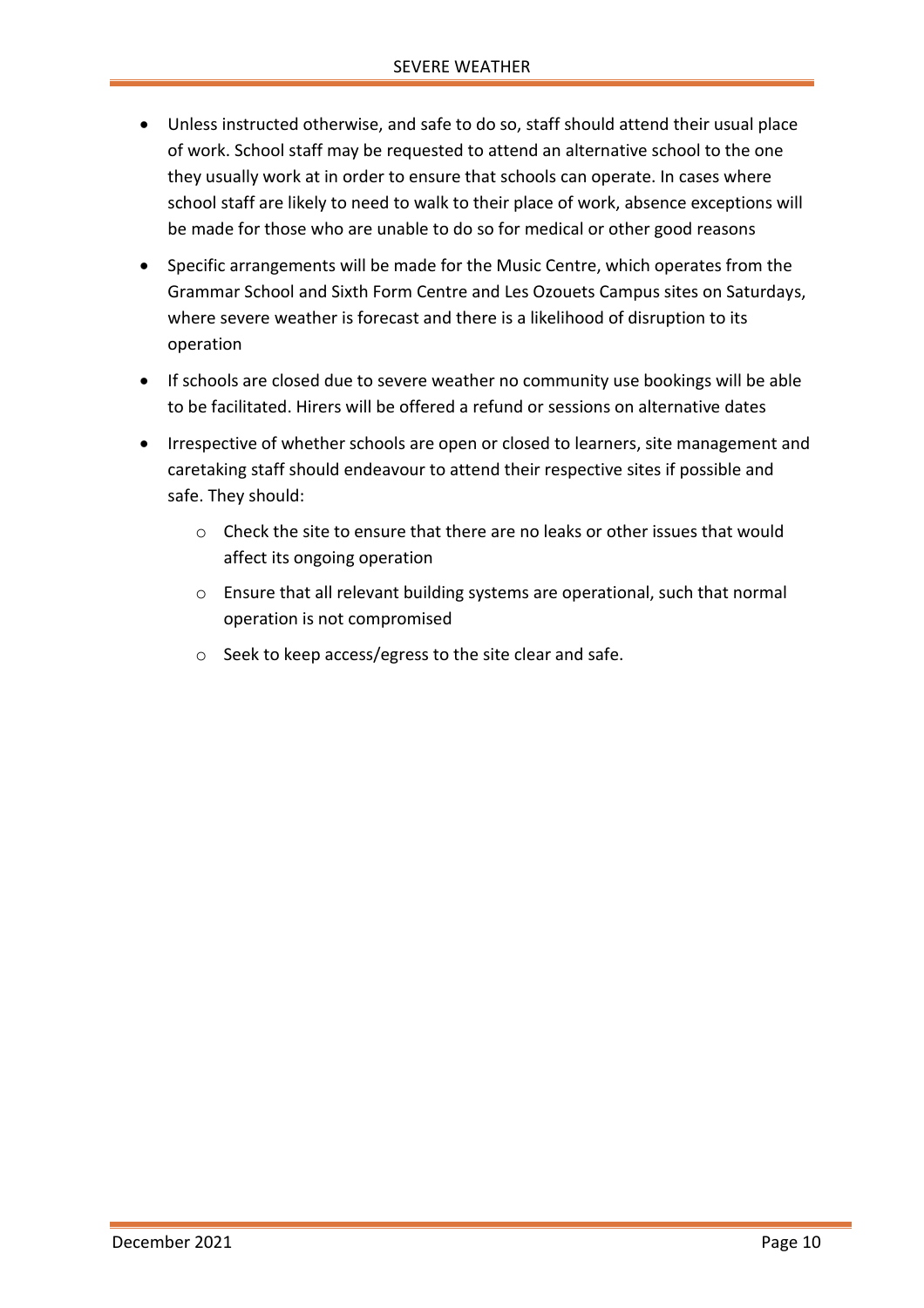- Unless instructed otherwise, and safe to do so, staff should attend their usual place of work. School staff may be requested to attend an alternative school to the one they usually work at in order to ensure that schools can operate. In cases where school staff are likely to need to walk to their place of work, absence exceptions will be made for those who are unable to do so for medical or other good reasons
- Specific arrangements will be made for the Music Centre, which operates from the Grammar School and Sixth Form Centre and Les Ozouets Campus sites on Saturdays, where severe weather is forecast and there is a likelihood of disruption to its operation
- If schools are closed due to severe weather no community use bookings will be able to be facilitated. Hirers will be offered a refund or sessions on alternative dates
- Irrespective of whether schools are open or closed to learners, site management and caretaking staff should endeavour to attend their respective sites if possible and safe. They should:
  - Check the site to ensure that there are no leaks or other issues that would affect its ongoing operation
  - Ensure that all relevant building systems are operational, such that normal operation is not compromised
  - Seek to keep access/egress to the site clear and safe.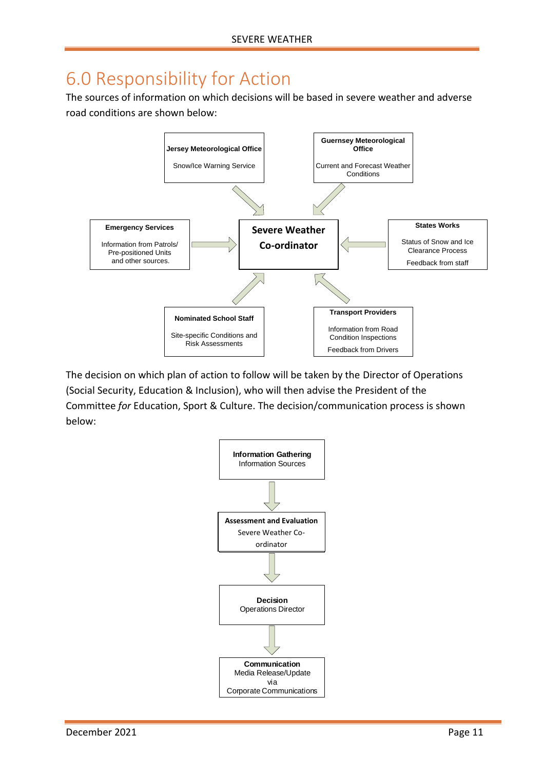# 6.0 Responsibility for Action

The sources of information on which decisions will be based in severe weather and adverse road conditions are shown below:

**Jersey Meteorological Office**
Snow/Ice Warning Service

**Guernsey Meteorological Office**
Current and Forecast Weather Conditions

**Emergency Services**
Information from Patrols/ Pre-positioned Units and other sources.

**Severe Weather Co-ordinator**

**States Works**
Status of Snow and Ice Clearance Process
Feedback from staff

**Nominated School Staff**
Site-specific Conditions and Risk Assessments

**Transport Providers**
Information from Road Condition Inspections
Feedback from Drivers

The decision on which plan of action to follow will be taken by the Director of Operations (Social Security, Education & Inclusion), who will then advise the President of the Committee *for* Education, Sport & Culture. The decision/communication process is shown below:

**Information Gathering**
Information Sources

↓

**Assessment and Evaluation**
Severe Weather Co-ordinator

↓

**Decision**
Operations Director

↓

**Communication**
Media Release/Update via Corporate Communications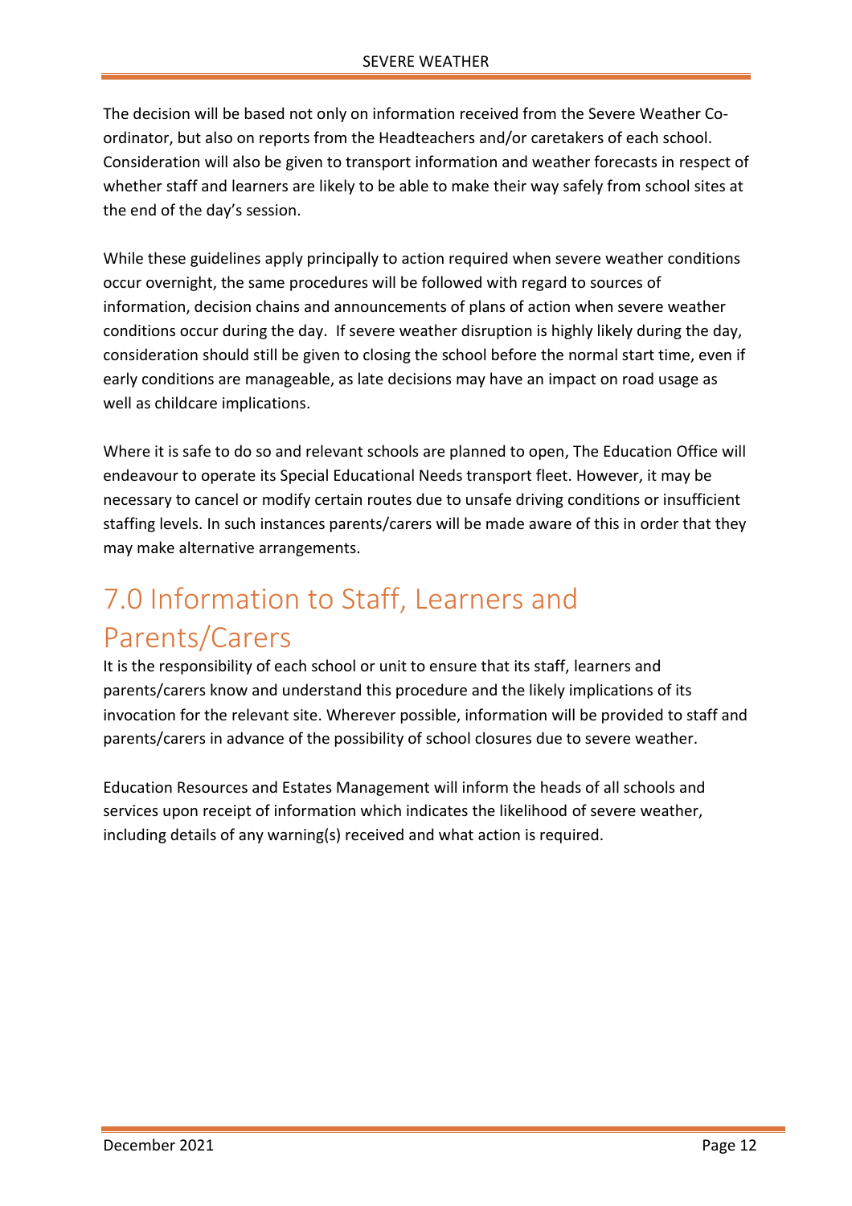The decision will be based not only on information received from the Severe Weather Co-ordinator, but also on reports from the Headteachers and/or caretakers of each school. Consideration will also be given to transport information and weather forecasts in respect of whether staff and learners are likely to be able to make their way safely from school sites at the end of the day's session.

While these guidelines apply principally to action required when severe weather conditions occur overnight, the same procedures will be followed with regard to sources of information, decision chains and announcements of plans of action when severe weather conditions occur during the day. If severe weather disruption is highly likely during the day, consideration should still be given to closing the school before the normal start time, even if early conditions are manageable, as late decisions may have an impact on road usage as well as childcare implications.

Where it is safe to do so and relevant schools are planned to open, The Education Office will endeavour to operate its Special Educational Needs transport fleet. However, it may be necessary to cancel or modify certain routes due to unsafe driving conditions or insufficient staffing levels. In such instances parents/carers will be made aware of this in order that they may make alternative arrangements.

# 7.0 Information to Staff, Learners and Parents/Carers

It is the responsibility of each school or unit to ensure that its staff, learners and parents/carers know and understand this procedure and the likely implications of its invocation for the relevant site. Wherever possible, information will be provided to staff and parents/carers in advance of the possibility of school closures due to severe weather.

Education Resources and Estates Management will inform the heads of all schools and services upon receipt of information which indicates the likelihood of severe weather, including details of any warning(s) received and what action is required.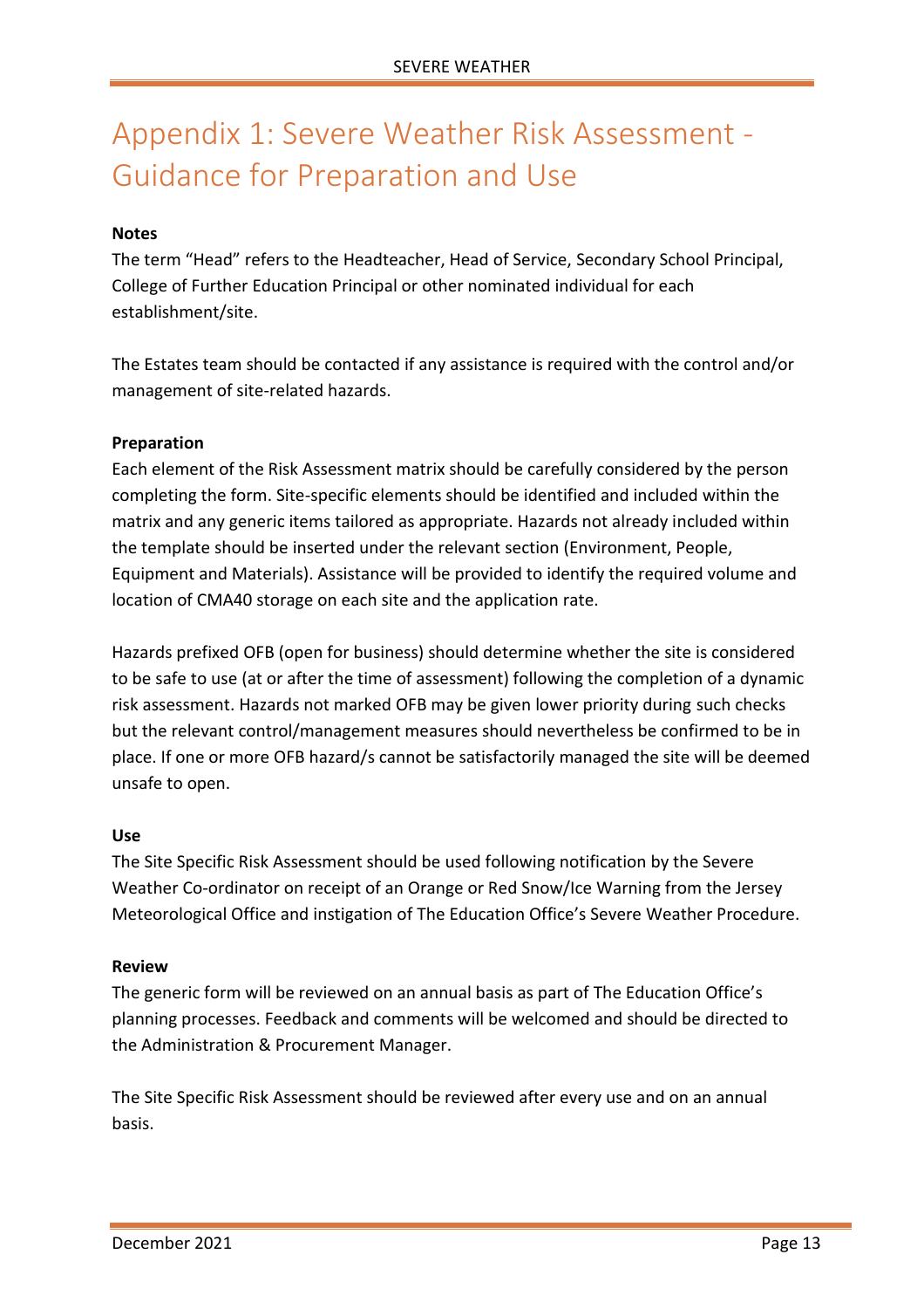# Appendix 1: Severe Weather Risk Assessment - Guidance for Preparation and Use

**Notes**

The term "Head" refers to the Headteacher, Head of Service, Secondary School Principal, College of Further Education Principal or other nominated individual for each establishment/site.

The Estates team should be contacted if any assistance is required with the control and/or management of site-related hazards.

**Preparation**

Each element of the Risk Assessment matrix should be carefully considered by the person completing the form. Site-specific elements should be identified and included within the matrix and any generic items tailored as appropriate. Hazards not already included within the template should be inserted under the relevant section (Environment, People, Equipment and Materials). Assistance will be provided to identify the required volume and location of CMA40 storage on each site and the application rate.

Hazards prefixed OFB (open for business) should determine whether the site is considered to be safe to use (at or after the time of assessment) following the completion of a dynamic risk assessment. Hazards not marked OFB may be given lower priority during such checks but the relevant control/management measures should nevertheless be confirmed to be in place. If one or more OFB hazard/s cannot be satisfactorily managed the site will be deemed unsafe to open.

**Use**

The Site Specific Risk Assessment should be used following notification by the Severe Weather Co-ordinator on receipt of an Orange or Red Snow/Ice Warning from the Jersey Meteorological Office and instigation of The Education Office's Severe Weather Procedure.

**Review**

The generic form will be reviewed on an annual basis as part of The Education Office's planning processes. Feedback and comments will be welcomed and should be directed to the Administration & Procurement Manager.

The Site Specific Risk Assessment should be reviewed after every use and on an annual basis.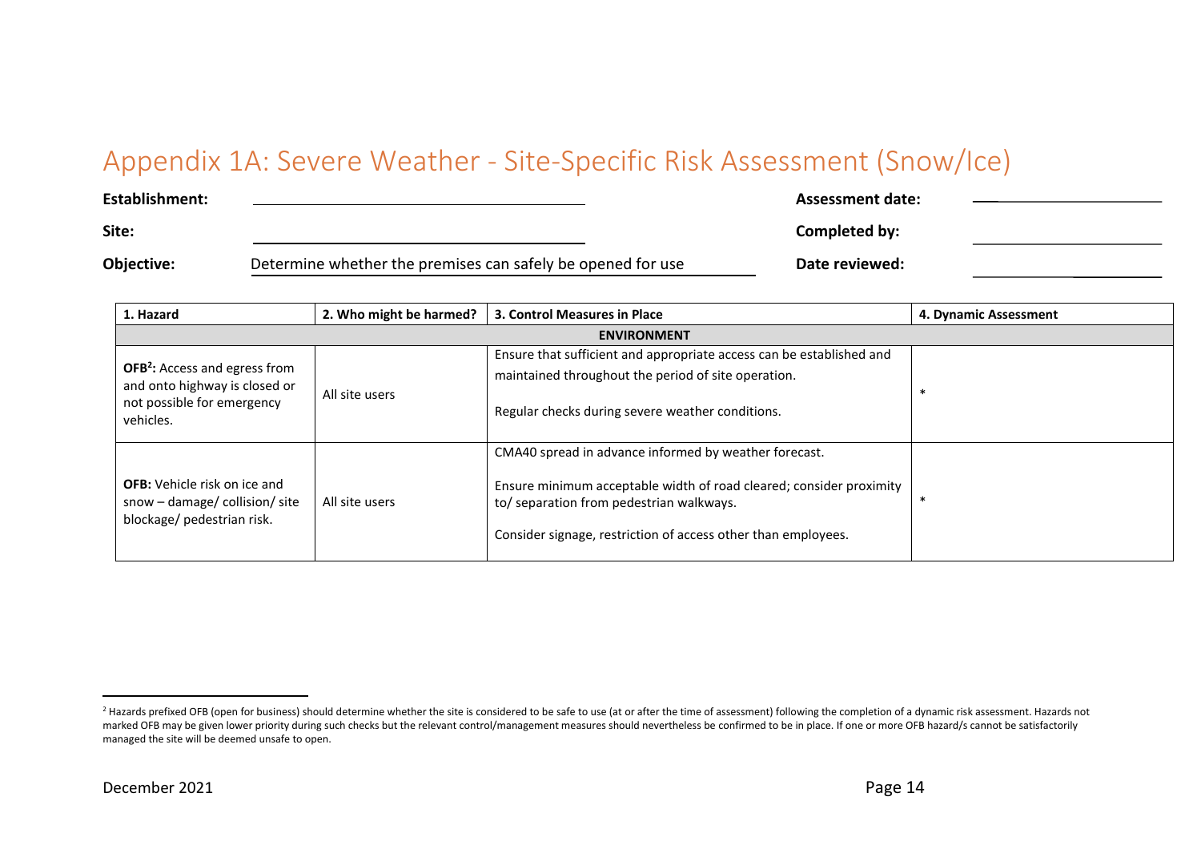# Appendix 1A: Severe Weather - Site-Specific Risk Assessment (Snow/Ice)

**Establishment:** ______________________ **Assessment date:** ______________________

**Site:** ______________________ **Completed by:** ______________________

**Objective:** Determine whether the premises can safely be opened for use **Date reviewed:** ______________________

| 1. Hazard | 2. Who might be harmed? | 3. Control Measures in Place | 4. Dynamic Assessment |
|---|---|---|---|
| | | **ENVIRONMENT** | |
| **OFB[2]:** Access and egress from and onto highway is closed or not possible for emergency vehicles. | All site users | Ensure that sufficient and appropriate access can be established and maintained throughout the period of site operation.<br><br>Regular checks during severe weather conditions. | * |
| **OFB:** Vehicle risk on ice and snow – damage/ collision/ site blockage/ pedestrian risk. | All site users | CMA40 spread in advance informed by weather forecast.<br><br>Ensure minimum acceptable width of road cleared; consider proximity to/ separation from pedestrian walkways.<br><br>Consider signage, restriction of access other than employees. | * |

---

[2] Hazards prefixed OFB (open for business) should determine whether the site is considered to be safe to use (at or after the time of assessment) following the completion of a dynamic risk assessment. Hazards not marked OFB may be given lower priority during such checks but the relevant control/management measures should nevertheless be confirmed to be in place. If one or more OFB hazard/s cannot be satisfactorily managed the site will be deemed unsafe to open.

December 2021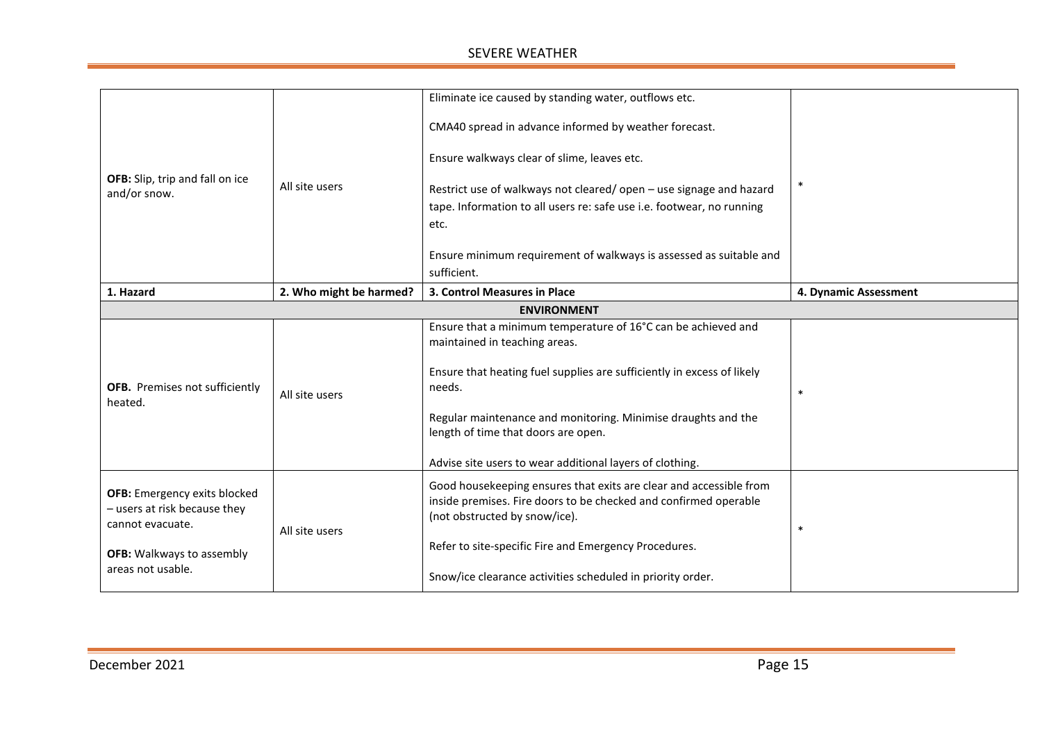| | | | |
|---|---|---|---|
| **OFB:** Slip, trip and fall on ice and/or snow. | All site users | Eliminate ice caused by standing water, outflows etc.<br><br>CMA40 spread in advance informed by weather forecast.<br><br>Ensure walkways clear of slime, leaves etc.<br><br>Restrict use of walkways not cleared/ open – use signage and hazard tape. Information to all users re: safe use i.e. footwear, no running etc.<br><br>Ensure minimum requirement of walkways is assessed as suitable and sufficient. | * |

| 1. Hazard | 2. Who might be harmed? | 3. Control Measures in Place | 4. Dynamic Assessment |
|---|---|---|---|
| **ENVIRONMENT** | | | |
| **OFB.** Premises not sufficiently heated. | All site users | Ensure that a minimum temperature of 16°C can be achieved and maintained in teaching areas.<br><br>Ensure that heating fuel supplies are sufficiently in excess of likely needs.<br><br>Regular maintenance and monitoring. Minimise draughts and the length of time that doors are open.<br><br>Advise site users to wear additional layers of clothing. | * |
| **OFB:** Emergency exits blocked – users at risk because they cannot evacuate.<br><br>**OFB:** Walkways to assembly areas not usable. | All site users | Good housekeeping ensures that exits are clear and accessible from inside premises. Fire doors to be checked and confirmed operable (not obstructed by snow/ice).<br><br>Refer to site-specific Fire and Emergency Procedures.<br><br>Snow/ice clearance activities scheduled in priority order. | * |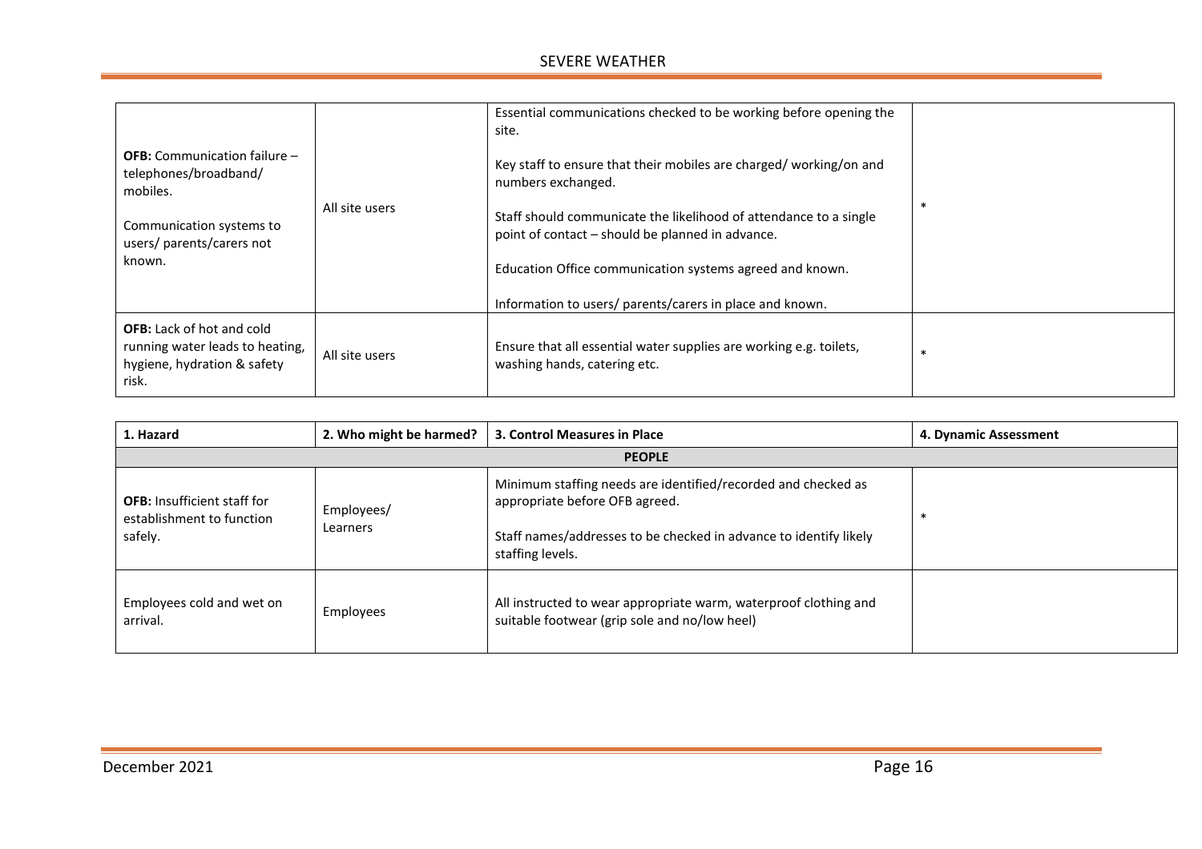| | | | |
|---|---|---|---|
| **OFB:** Communication failure – telephones/broadband/ mobiles.<br><br>Communication systems to users/ parents/carers not known. | All site users | Essential communications checked to be working before opening the site.<br><br>Key staff to ensure that their mobiles are charged/ working/on and numbers exchanged.<br><br>Staff should communicate the likelihood of attendance to a single point of contact – should be planned in advance.<br><br>Education Office communication systems agreed and known.<br><br>Information to users/ parents/carers in place and known. | * |
| **OFB:** Lack of hot and cold running water leads to heating, hygiene, hydration & safety risk. | All site users | Ensure that all essential water supplies are working e.g. toilets, washing hands, catering etc. | * |

| 1. Hazard | 2. Who might be harmed? | 3. Control Measures in Place | 4. Dynamic Assessment |
|---|---|---|---|
| **PEOPLE** | | | |
| **OFB:** Insufficient staff for establishment to function safely. | Employees/ Learners | Minimum staffing needs are identified/recorded and checked as appropriate before OFB agreed.<br><br>Staff names/addresses to be checked in advance to identify likely staffing levels. | * |
| Employees cold and wet on arrival. | Employees | All instructed to wear appropriate warm, waterproof clothing and suitable footwear (grip sole and no/low heel) | |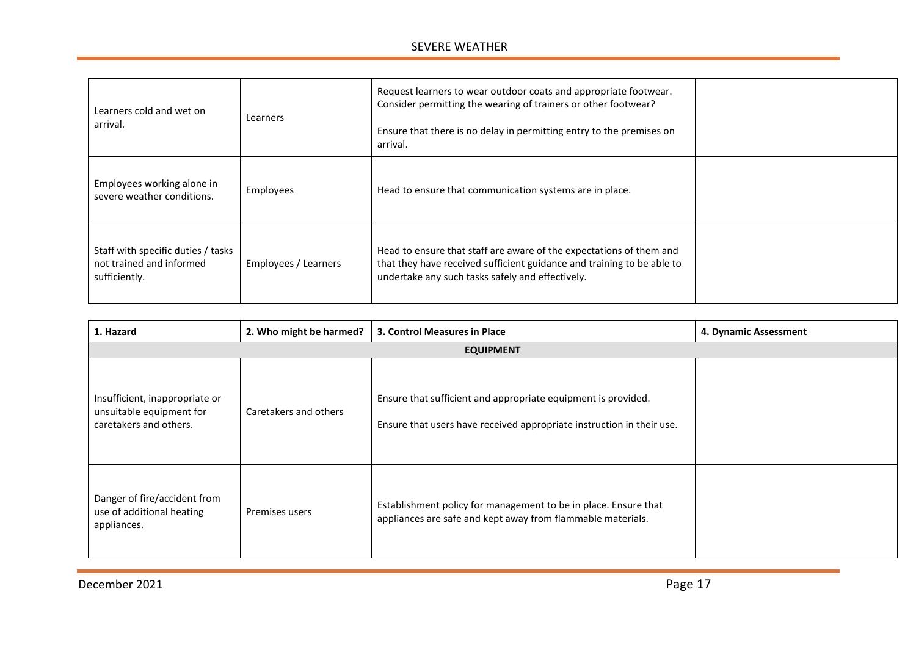| | | | |
|---|---|---|---|
| Learners cold and wet on arrival. | Learners | Request learners to wear outdoor coats and appropriate footwear. Consider permitting the wearing of trainers or other footwear?<br><br>Ensure that there is no delay in permitting entry to the premises on arrival. | |
| Employees working alone in severe weather conditions. | Employees | Head to ensure that communication systems are in place. | |
| Staff with specific duties / tasks not trained and informed sufficiently. | Employees / Learners | Head to ensure that staff are aware of the expectations of them and that they have received sufficient guidance and training to be able to undertake any such tasks safely and effectively. | |

| 1. Hazard | 2. Who might be harmed? | 3. Control Measures in Place | 4. Dynamic Assessment |
|---|---|---|---|
| **EQUIPMENT** | | | |
| Insufficient, inappropriate or unsuitable equipment for caretakers and others. | Caretakers and others | Ensure that sufficient and appropriate equipment is provided.<br><br>Ensure that users have received appropriate instruction in their use. | |
| Danger of fire/accident from use of additional heating appliances. | Premises users | Establishment policy for management to be in place. Ensure that appliances are safe and kept away from flammable materials. | |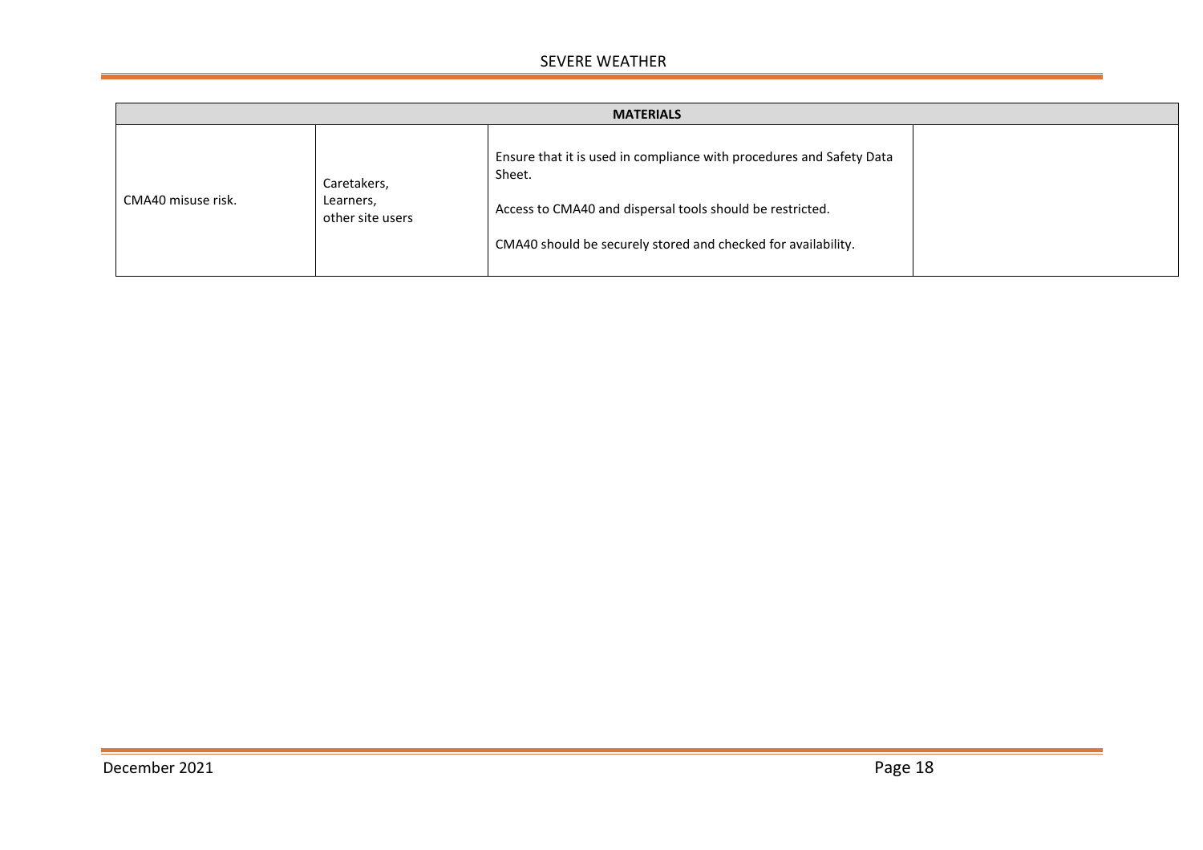| MATERIALS | | | |
|---|---|---|---|
| CMA40 misuse risk. | Caretakers, Learners, other site users | Ensure that it is used in compliance with procedures and Safety Data Sheet.<br><br>Access to CMA40 and dispersal tools should be restricted.<br><br>CMA40 should be securely stored and checked for availability. | |